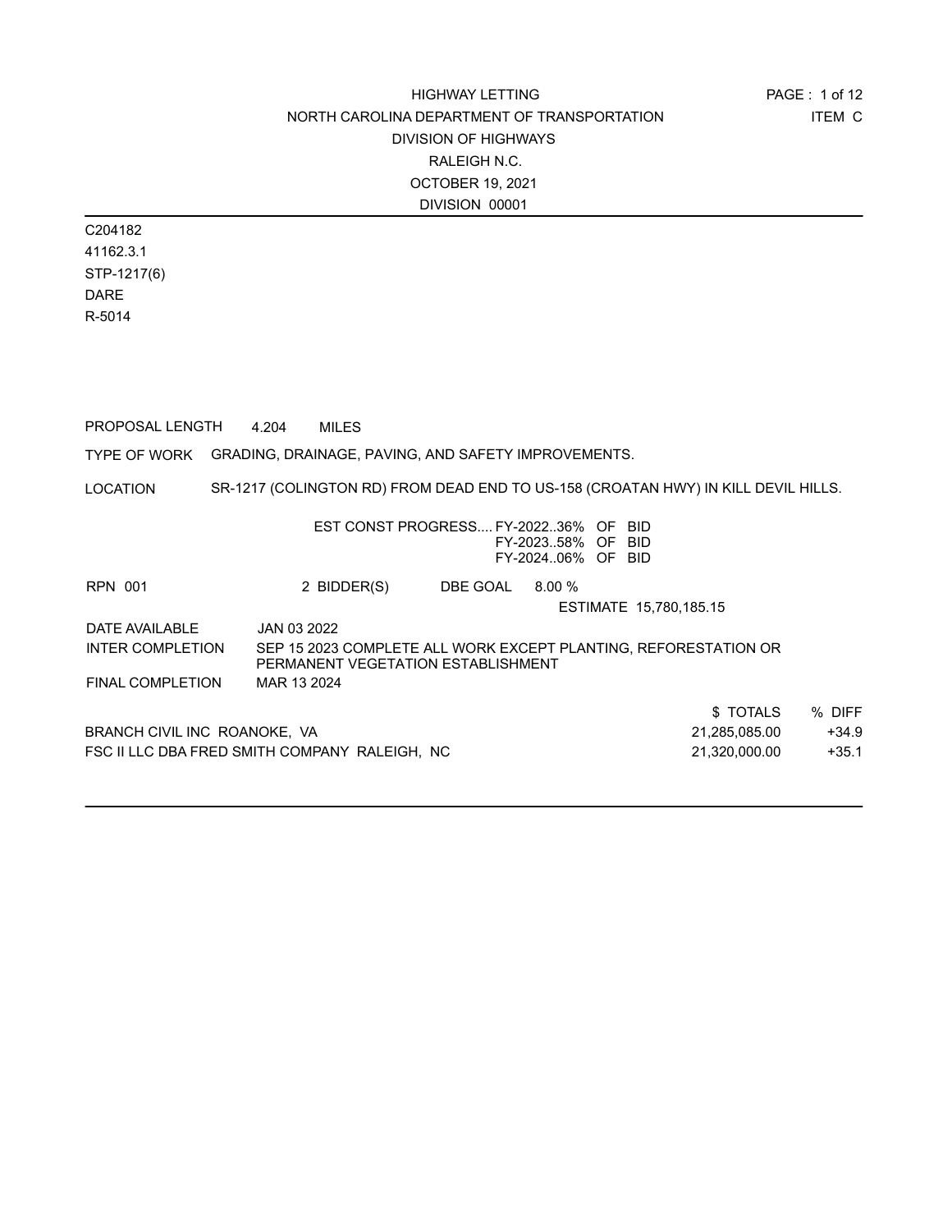HIGHWAY LETTING
NORTH CAROLINA DEPARTMENT OF TRANSPORTATION
DIVISION OF HIGHWAYS
RALEIGH N.C.
OCTOBER 19, 2021
DIVISION 00001

ITEM C

C204182
41162.3.1
STP-1217(6)
DARE
R-5014

PROPOSAL LENGTH 4.204 MILES

TYPE OF WORK GRADING, DRAINAGE, PAVING, AND SAFETY IMPROVEMENTS.

LOCATION SR-1217 (COLINGTON RD) FROM DEAD END TO US-158 (CROATAN HWY) IN KILL DEVIL HILLS.

EST CONST PROGRESS.... FY-2022..36% OF BID
FY-2023..58% OF BID
FY-2024..06% OF BID

RPN 001 2 BIDDER(S) DBE GOAL 8.00 %

ESTIMATE 15,780,185.15

DATE AVAILABLE JAN 03 2022

INTER COMPLETION SEP 15 2023 COMPLETE ALL WORK EXCEPT PLANTING, REFORESTATION OR PERMANENT VEGETATION ESTABLISHMENT

FINAL COMPLETION MAR 13 2024

| | $ TOTALS | % DIFF |
|---|---|---|
| BRANCH CIVIL INC ROANOKE, VA | 21,285,085.00 | +34.9 |
| FSC II LLC DBA FRED SMITH COMPANY RALEIGH, NC | 21,320,000.00 | +35.1 |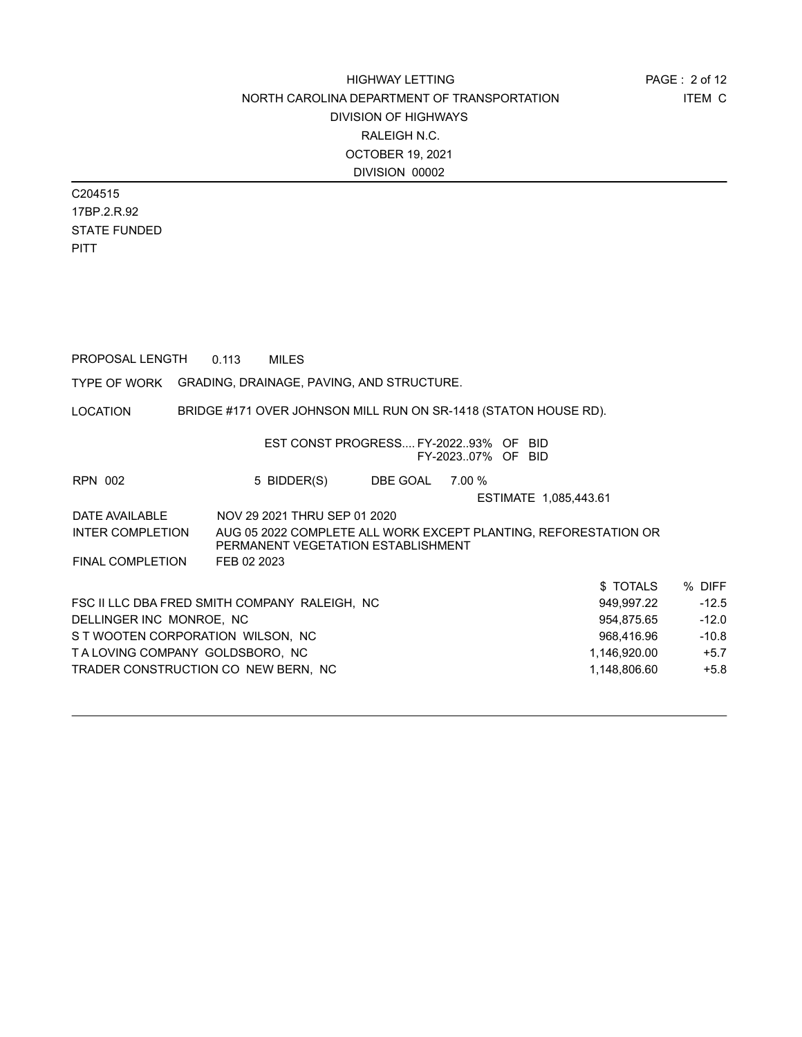HIGHWAY LETTING
NORTH CAROLINA DEPARTMENT OF TRANSPORTATION
DIVISION OF HIGHWAYS
RALEIGH N.C.
OCTOBER 19, 2021
DIVISION 00002

ITEM C

C204515
17BP.2.R.92
STATE FUNDED
PITT

PROPOSAL LENGTH 0.113 MILES

TYPE OF WORK GRADING, DRAINAGE, PAVING, AND STRUCTURE.

LOCATION BRIDGE #171 OVER JOHNSON MILL RUN ON SR-1418 (STATON HOUSE RD).

EST CONST PROGRESS.... FY-2022..93% OF BID
FY-2023..07% OF BID

RPN 002 5 BIDDER(S) DBE GOAL 7.00 %

ESTIMATE 1,085,443.61

DATE AVAILABLE NOV 29 2021 THRU SEP 01 2020

INTER COMPLETION AUG 05 2022 COMPLETE ALL WORK EXCEPT PLANTING, REFORESTATION OR PERMANENT VEGETATION ESTABLISHMENT

FINAL COMPLETION FEB 02 2023

| | $ TOTALS | % DIFF |
|---|---|---|
| FSC II LLC DBA FRED SMITH COMPANY RALEIGH, NC | 949,997.22 | -12.5 |
| DELLINGER INC MONROE, NC | 954,875.65 | -12.0 |
| S T WOOTEN CORPORATION WILSON, NC | 968,416.96 | -10.8 |
| T A LOVING COMPANY GOLDSBORO, NC | 1,146,920.00 | +5.7 |
| TRADER CONSTRUCTION CO NEW BERN, NC | 1,148,806.60 | +5.8 |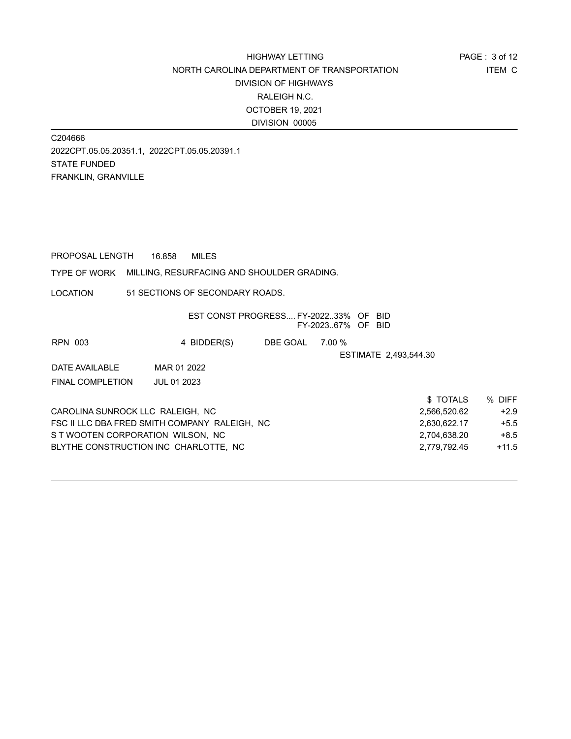HIGHWAY LETTING
NORTH CAROLINA DEPARTMENT OF TRANSPORTATION
DIVISION OF HIGHWAYS
RALEIGH N.C.
OCTOBER 19, 2021
DIVISION 00005

ITEM C

C204666
2022CPT.05.05.20351.1, 2022CPT.05.05.20391.1
STATE FUNDED
FRANKLIN, GRANVILLE

PROPOSAL LENGTH 16.858 MILES

TYPE OF WORK MILLING, RESURFACING AND SHOULDER GRADING.

LOCATION 51 SECTIONS OF SECONDARY ROADS.

EST CONST PROGRESS.... FY-2022..33% OF BID
FY-2023..67% OF BID

RPN 003 4 BIDDER(S) DBE GOAL 7.00 %

ESTIMATE 2,493,544.30

DATE AVAILABLE MAR 01 2022

FINAL COMPLETION JUL 01 2023

| | $ TOTALS | % DIFF |
|---|---|---|
| CAROLINA SUNROCK LLC RALEIGH, NC | 2,566,520.62 | +2.9 |
| FSC II LLC DBA FRED SMITH COMPANY RALEIGH, NC | 2,630,622.17 | +5.5 |
| S T WOOTEN CORPORATION WILSON, NC | 2,704,638.20 | +8.5 |
| BLYTHE CONSTRUCTION INC CHARLOTTE, NC | 2,779,792.45 | +11.5 |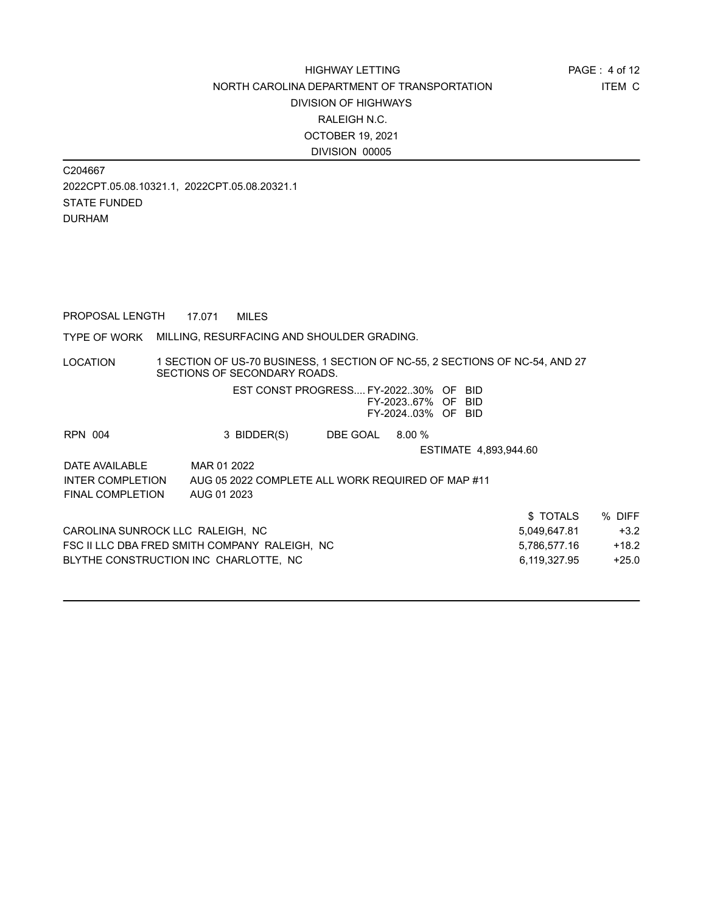HIGHWAY LETTING

NORTH CAROLINA DEPARTMENT OF TRANSPORTATION

DIVISION OF HIGHWAYS

RALEIGH N.C.

OCTOBER 19, 2021

DIVISION 00005

ITEM C

C204667

2022CPT.05.08.10321.1, 2022CPT.05.08.20321.1

STATE FUNDED

DURHAM

PROPOSAL LENGTH 17.071 MILES

TYPE OF WORK MILLING, RESURFACING AND SHOULDER GRADING.

LOCATION 1 SECTION OF US-70 BUSINESS, 1 SECTION OF NC-55, 2 SECTIONS OF NC-54, AND 27 SECTIONS OF SECONDARY ROADS.

EST CONST PROGRESS.... FY-2022..30% OF BID
FY-2023..67% OF BID
FY-2024..03% OF BID

RPN 004 3 BIDDER(S) DBE GOAL 8.00 %

ESTIMATE 4,893,944.60

DATE AVAILABLE MAR 01 2022

INTER COMPLETION AUG 05 2022 COMPLETE ALL WORK REQUIRED OF MAP #11

FINAL COMPLETION AUG 01 2023

| | $ TOTALS | % DIFF |
|---|---|---|
| CAROLINA SUNROCK LLC RALEIGH, NC | 5,049,647.81 | +3.2 |
| FSC II LLC DBA FRED SMITH COMPANY RALEIGH, NC | 5,786,577.16 | +18.2 |
| BLYTHE CONSTRUCTION INC CHARLOTTE, NC | 6,119,327.95 | +25.0 |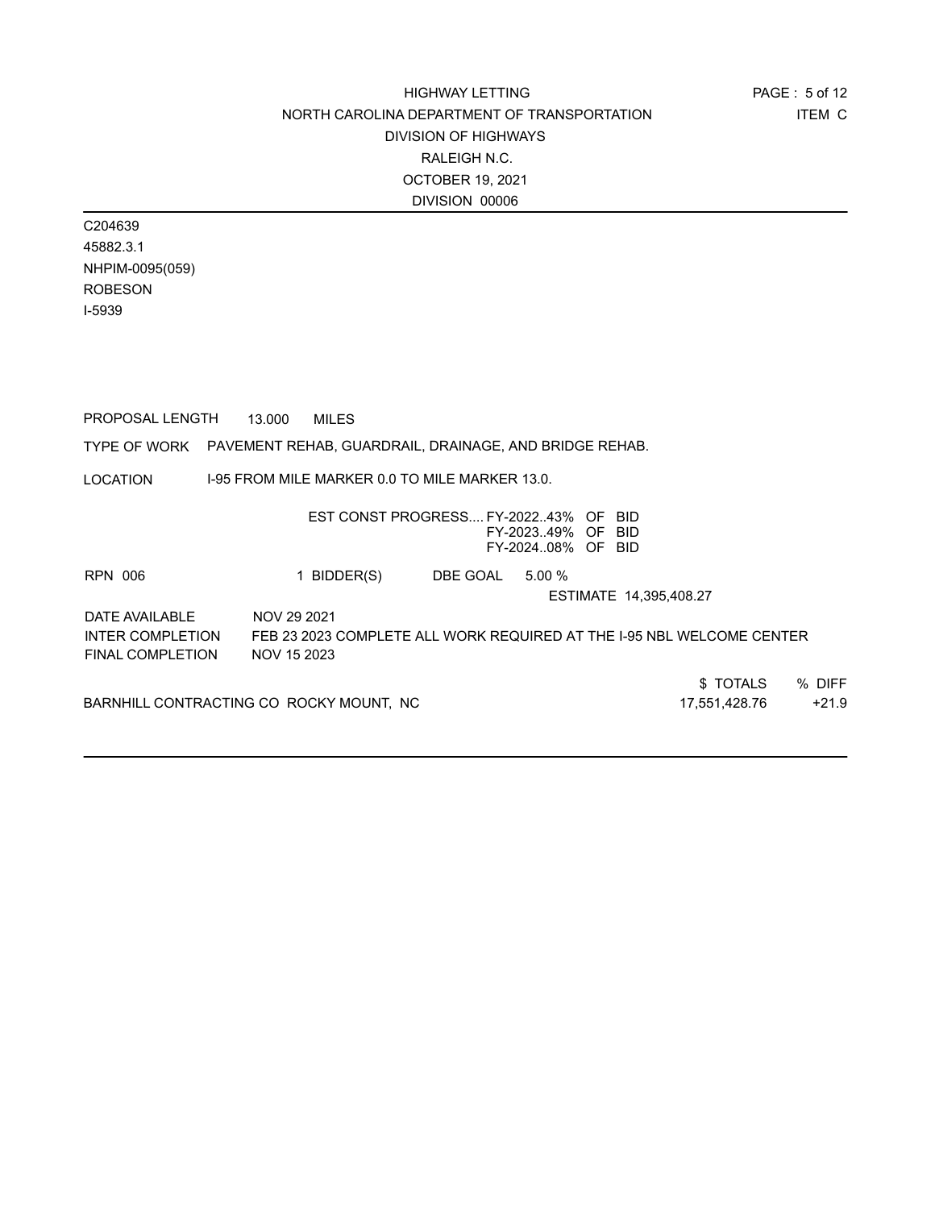HIGHWAY LETTING
NORTH CAROLINA DEPARTMENT OF TRANSPORTATION
DIVISION OF HIGHWAYS
RALEIGH N.C.
OCTOBER 19, 2021
DIVISION 00006

ITEM C

C204639
45882.3.1
NHPIM-0095(059)
ROBESON
I-5939

PROPOSAL LENGTH 13.000 MILES

TYPE OF WORK PAVEMENT REHAB, GUARDRAIL, DRAINAGE, AND BRIDGE REHAB.

LOCATION I-95 FROM MILE MARKER 0.0 TO MILE MARKER 13.0.

EST CONST PROGRESS.... FY-2022..43% OF BID
FY-2023..49% OF BID
FY-2024..08% OF BID

RPN 006 1 BIDDER(S) DBE GOAL 5.00 %

ESTIMATE 14,395,408.27

DATE AVAILABLE NOV 29 2021
INTER COMPLETION FEB 23 2023 COMPLETE ALL WORK REQUIRED AT THE I-95 NBL WELCOME CENTER
FINAL COMPLETION NOV 15 2023

| | $ TOTALS | % DIFF |
|---|---|---|
| BARNHILL CONTRACTING CO ROCKY MOUNT, NC | 17,551,428.76 | +21.9 |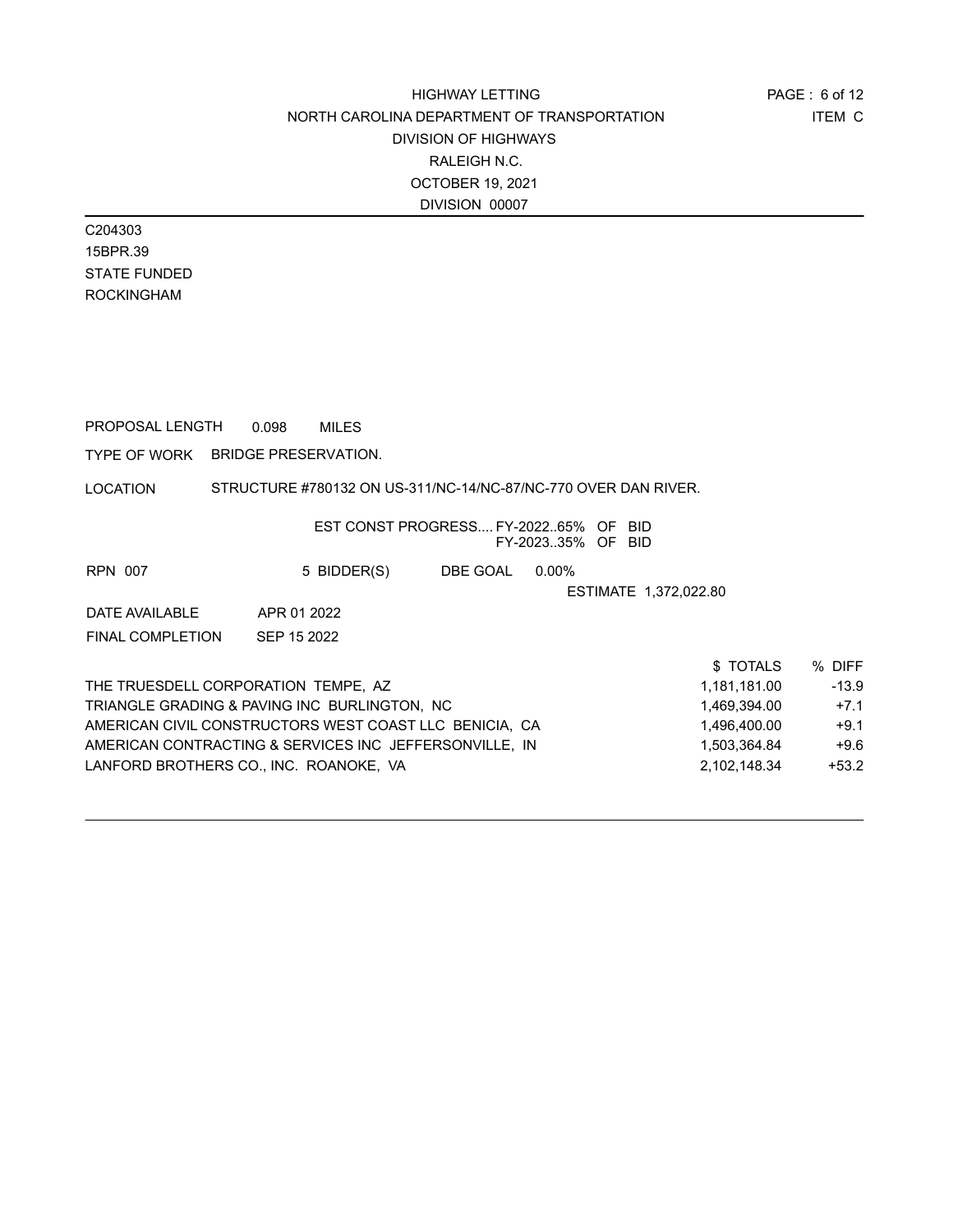HIGHWAY LETTING
NORTH CAROLINA DEPARTMENT OF TRANSPORTATION
DIVISION OF HIGHWAYS
RALEIGH N.C.
OCTOBER 19, 2021
DIVISION 00007

ITEM C

C204303
15BPR.39
STATE FUNDED
ROCKINGHAM

PROPOSAL LENGTH 0.098 MILES

TYPE OF WORK BRIDGE PRESERVATION.

LOCATION STRUCTURE #780132 ON US-311/NC-14/NC-87/NC-770 OVER DAN RIVER.

EST CONST PROGRESS.... FY-2022..65% OF BID
FY-2023..35% OF BID

RPN 007 5 BIDDER(S) DBE GOAL 0.00%

ESTIMATE 1,372,022.80

DATE AVAILABLE APR 01 2022

FINAL COMPLETION SEP 15 2022

| | $ TOTALS | % DIFF |
|---|---|---|
| THE TRUESDELL CORPORATION TEMPE, AZ | 1,181,181.00 | -13.9 |
| TRIANGLE GRADING & PAVING INC BURLINGTON, NC | 1,469,394.00 | +7.1 |
| AMERICAN CIVIL CONSTRUCTORS WEST COAST LLC BENICIA, CA | 1,496,400.00 | +9.1 |
| AMERICAN CONTRACTING & SERVICES INC JEFFERSONVILLE, IN | 1,503,364.84 | +9.6 |
| LANFORD BROTHERS CO., INC. ROANOKE, VA | 2,102,148.34 | +53.2 |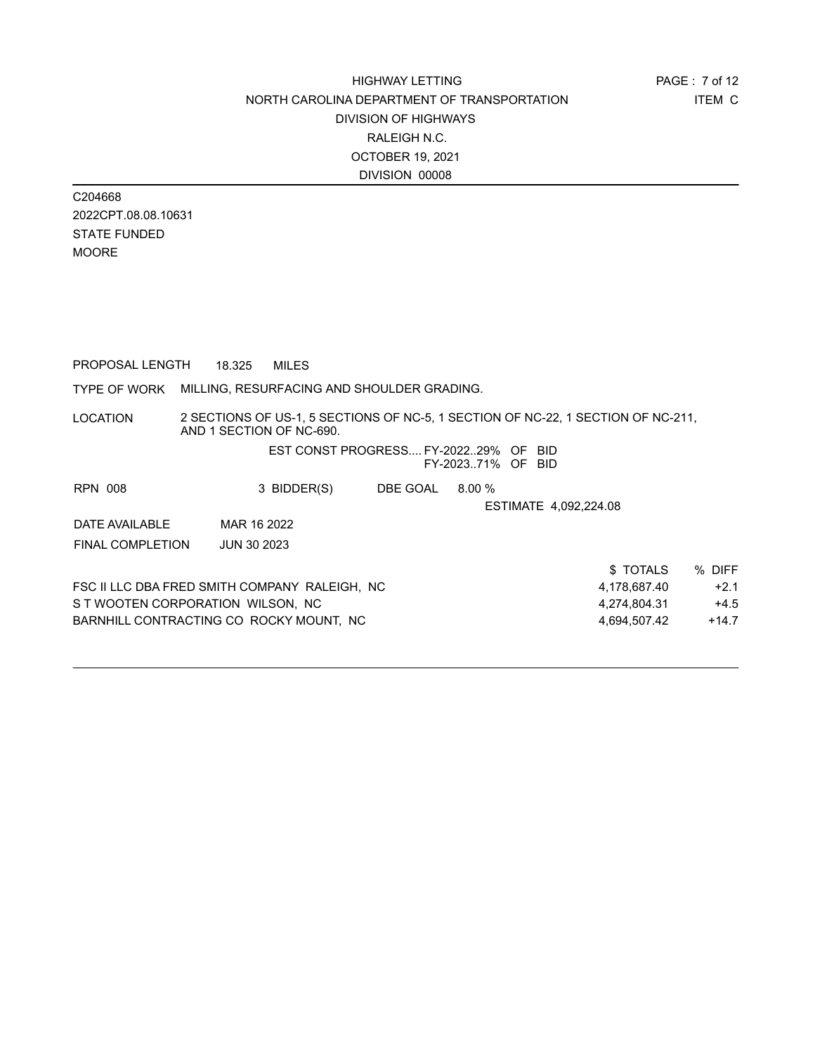HIGHWAY LETTING
NORTH CAROLINA DEPARTMENT OF TRANSPORTATION
DIVISION OF HIGHWAYS
RALEIGH N.C.
OCTOBER 19, 2021
DIVISION 00008

ITEM C

C204668
2022CPT.08.08.10631
STATE FUNDED
MOORE

PROPOSAL LENGTH 18.325 MILES

TYPE OF WORK MILLING, RESURFACING AND SHOULDER GRADING.

LOCATION 2 SECTIONS OF US-1, 5 SECTIONS OF NC-5, 1 SECTION OF NC-22, 1 SECTION OF NC-211, AND 1 SECTION OF NC-690.

EST CONST PROGRESS.... FY-2022..29% OF BID
FY-2023..71% OF BID

RPN 008 3 BIDDER(S) DBE GOAL 8.00 %

ESTIMATE 4,092,224.08

DATE AVAILABLE MAR 16 2022

FINAL COMPLETION JUN 30 2023

| | $ TOTALS | % DIFF |
|---|---|---|
| FSC II LLC DBA FRED SMITH COMPANY RALEIGH, NC | 4,178,687.40 | +2.1 |
| S T WOOTEN CORPORATION WILSON, NC | 4,274,804.31 | +4.5 |
| BARNHILL CONTRACTING CO ROCKY MOUNT, NC | 4,694,507.42 | +14.7 |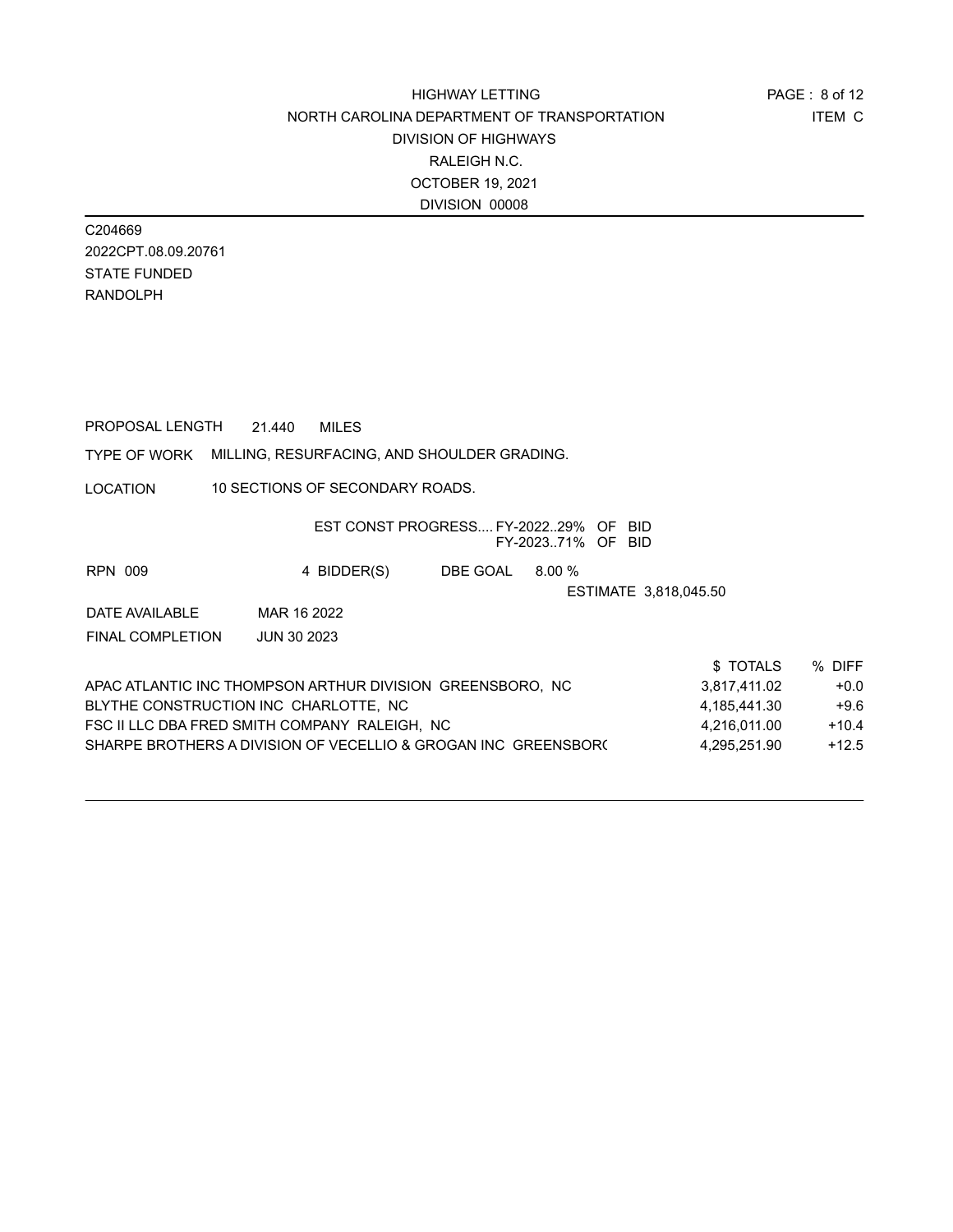HIGHWAY LETTING
NORTH CAROLINA DEPARTMENT OF TRANSPORTATION
DIVISION OF HIGHWAYS
RALEIGH N.C.
OCTOBER 19, 2021
DIVISION 00008

ITEM C

C204669
2022CPT.08.09.20761
STATE FUNDED
RANDOLPH

PROPOSAL LENGTH 21.440 MILES

TYPE OF WORK MILLING, RESURFACING, AND SHOULDER GRADING.

LOCATION 10 SECTIONS OF SECONDARY ROADS.

EST CONST PROGRESS.... FY-2022..29% OF BID
FY-2023..71% OF BID

RPN 009 4 BIDDER(S) DBE GOAL 8.00 %

ESTIMATE 3,818,045.50

DATE AVAILABLE MAR 16 2022

FINAL COMPLETION JUN 30 2023

| | $ TOTALS | % DIFF |
|---|---|---|
| APAC ATLANTIC INC THOMPSON ARTHUR DIVISION GREENSBORO, NC | 3,817,411.02 | +0.0 |
| BLYTHE CONSTRUCTION INC CHARLOTTE, NC | 4,185,441.30 | +9.6 |
| FSC II LLC DBA FRED SMITH COMPANY RALEIGH, NC | 4,216,011.00 | +10.4 |
| SHARPE BROTHERS A DIVISION OF VECELLIO & GROGAN INC GREENSBORO | 4,295,251.90 | +12.5 |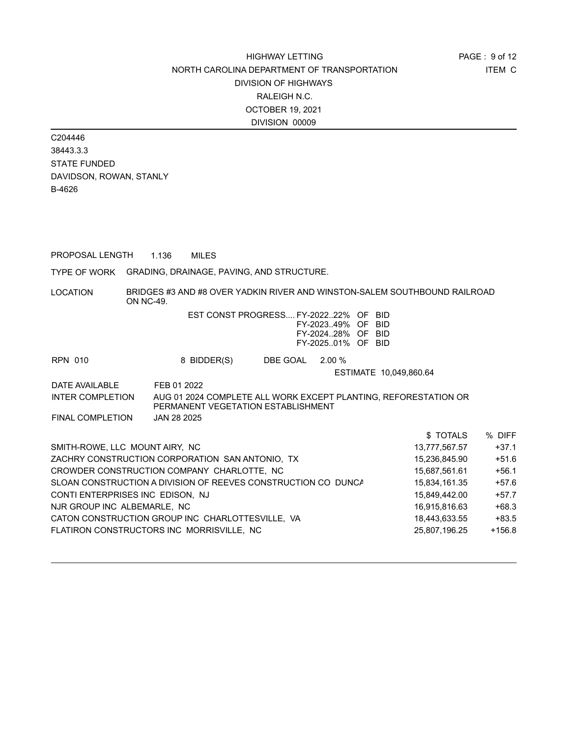HIGHWAY LETTING
NORTH CAROLINA DEPARTMENT OF TRANSPORTATION
DIVISION OF HIGHWAYS
RALEIGH N.C.
OCTOBER 19, 2021
DIVISION 00009

ITEM C

C204446
38443.3.3
STATE FUNDED
DAVIDSON, ROWAN, STANLY
B-4626

PROPOSAL LENGTH 1.136 MILES

TYPE OF WORK GRADING, DRAINAGE, PAVING, AND STRUCTURE.

LOCATION BRIDGES #3 AND #8 OVER YADKIN RIVER AND WINSTON-SALEM SOUTHBOUND RAILROAD ON NC-49.

EST CONST PROGRESS.... FY-2022..22% OF BID
FY-2023..49% OF BID
FY-2024..28% OF BID
FY-2025..01% OF BID

RPN 010 8 BIDDER(S) DBE GOAL 2.00 %

ESTIMATE 10,049,860.64

DATE AVAILABLE FEB 01 2022
INTER COMPLETION AUG 01 2024 COMPLETE ALL WORK EXCEPT PLANTING, REFORESTATION OR PERMANENT VEGETATION ESTABLISHMENT
FINAL COMPLETION JAN 28 2025

| | $ TOTALS | % DIFF |
|---|---|---|
| SMITH-ROWE, LLC MOUNT AIRY, NC | 13,777,567.57 | +37.1 |
| ZACHRY CONSTRUCTION CORPORATION SAN ANTONIO, TX | 15,236,845.90 | +51.6 |
| CROWDER CONSTRUCTION COMPANY CHARLOTTE, NC | 15,687,561.61 | +56.1 |
| SLOAN CONSTRUCTION A DIVISION OF REEVES CONSTRUCTION CO DUNCA | 15,834,161.35 | +57.6 |
| CONTI ENTERPRISES INC EDISON, NJ | 15,849,442.00 | +57.7 |
| NJR GROUP INC ALBEMARLE, NC | 16,915,816.63 | +68.3 |
| CATON CONSTRUCTION GROUP INC CHARLOTTESVILLE, VA | 18,443,633.55 | +83.5 |
| FLATIRON CONSTRUCTORS INC MORRISVILLE, NC | 25,807,196.25 | +156.8 |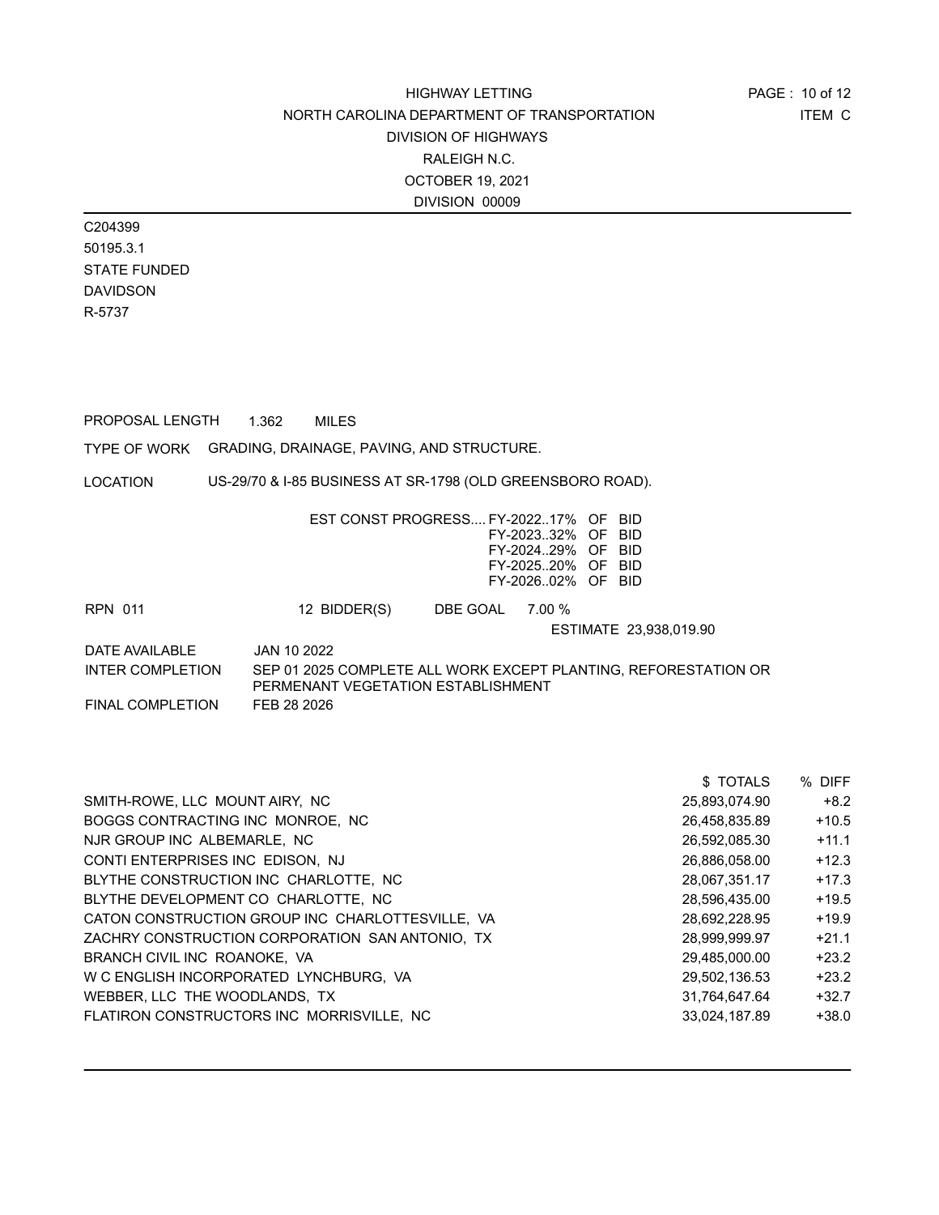HIGHWAY LETTING
NORTH CAROLINA DEPARTMENT OF TRANSPORTATION
DIVISION OF HIGHWAYS
RALEIGH N.C.
OCTOBER 19, 2021
DIVISION 00009

ITEM C

C204399
50195.3.1
STATE FUNDED
DAVIDSON
R-5737

PROPOSAL LENGTH 1.362 MILES

TYPE OF WORK GRADING, DRAINAGE, PAVING, AND STRUCTURE.

LOCATION US-29/70 & I-85 BUSINESS AT SR-1798 (OLD GREENSBORO ROAD).

EST CONST PROGRESS.... FY-2022..17% OF BID
FY-2023..32% OF BID
FY-2024..29% OF BID
FY-2025..20% OF BID
FY-2026..02% OF BID

RPN 011 12 BIDDER(S) DBE GOAL 7.00 %

ESTIMATE 23,938,019.90

DATE AVAILABLE JAN 10 2022

INTER COMPLETION SEP 01 2025 COMPLETE ALL WORK EXCEPT PLANTING, REFORESTATION OR PERMENANT VEGETATION ESTABLISHMENT

FINAL COMPLETION FEB 28 2026

| | $ TOTALS | % DIFF |
|---|---|---|
| SMITH-ROWE, LLC MOUNT AIRY, NC | 25,893,074.90 | +8.2 |
| BOGGS CONTRACTING INC MONROE, NC | 26,458,835.89 | +10.5 |
| NJR GROUP INC ALBEMARLE, NC | 26,592,085.30 | +11.1 |
| CONTI ENTERPRISES INC EDISON, NJ | 26,886,058.00 | +12.3 |
| BLYTHE CONSTRUCTION INC CHARLOTTE, NC | 28,067,351.17 | +17.3 |
| BLYTHE DEVELOPMENT CO CHARLOTTE, NC | 28,596,435.00 | +19.5 |
| CATON CONSTRUCTION GROUP INC CHARLOTTESVILLE, VA | 28,692,228.95 | +19.9 |
| ZACHRY CONSTRUCTION CORPORATION SAN ANTONIO, TX | 28,999,999.97 | +21.1 |
| BRANCH CIVIL INC ROANOKE, VA | 29,485,000.00 | +23.2 |
| W C ENGLISH INCORPORATED LYNCHBURG, VA | 29,502,136.53 | +23.2 |
| WEBBER, LLC THE WOODLANDS, TX | 31,764,647.64 | +32.7 |
| FLATIRON CONSTRUCTORS INC MORRISVILLE, NC | 33,024,187.89 | +38.0 |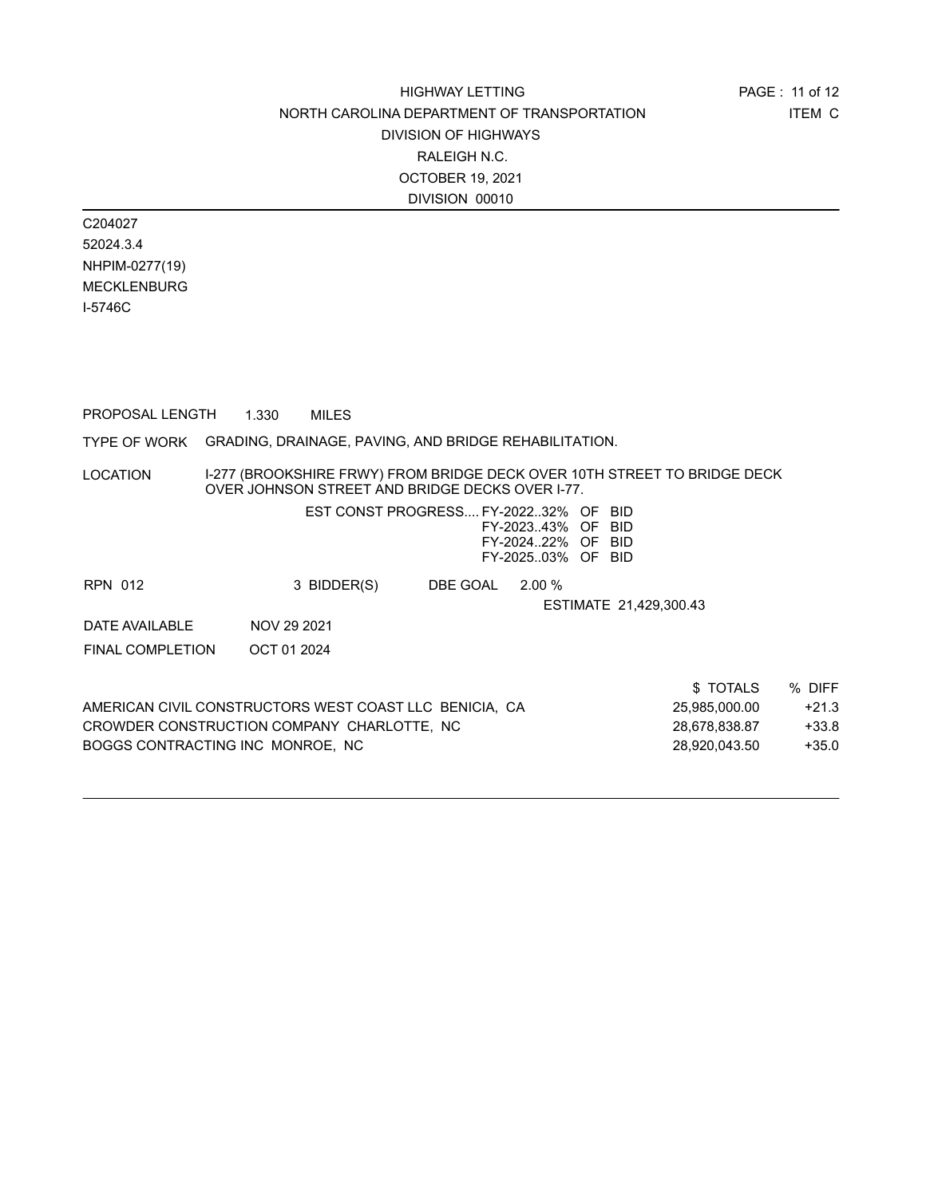HIGHWAY LETTING
NORTH CAROLINA DEPARTMENT OF TRANSPORTATION
DIVISION OF HIGHWAYS
RALEIGH N.C.
OCTOBER 19, 2021
DIVISION 00010

ITEM C

C204027
52024.3.4
NHPIM-0277(19)
MECKLENBURG
I-5746C

PROPOSAL LENGTH 1.330 MILES

TYPE OF WORK GRADING, DRAINAGE, PAVING, AND BRIDGE REHABILITATION.

LOCATION I-277 (BROOKSHIRE FRWY) FROM BRIDGE DECK OVER 10TH STREET TO BRIDGE DECK OVER JOHNSON STREET AND BRIDGE DECKS OVER I-77.

EST CONST PROGRESS.... FY-2022..32% OF BID
FY-2023..43% OF BID
FY-2024..22% OF BID
FY-2025..03% OF BID

RPN 012 3 BIDDER(S) DBE GOAL 2.00 %

ESTIMATE 21,429,300.43

DATE AVAILABLE NOV 29 2021

FINAL COMPLETION OCT 01 2024

| | $ TOTALS | % DIFF |
|---|---|---|
| AMERICAN CIVIL CONSTRUCTORS WEST COAST LLC BENICIA, CA | 25,985,000.00 | +21.3 |
| CROWDER CONSTRUCTION COMPANY CHARLOTTE, NC | 28,678,838.87 | +33.8 |
| BOGGS CONTRACTING INC MONROE, NC | 28,920,043.50 | +35.0 |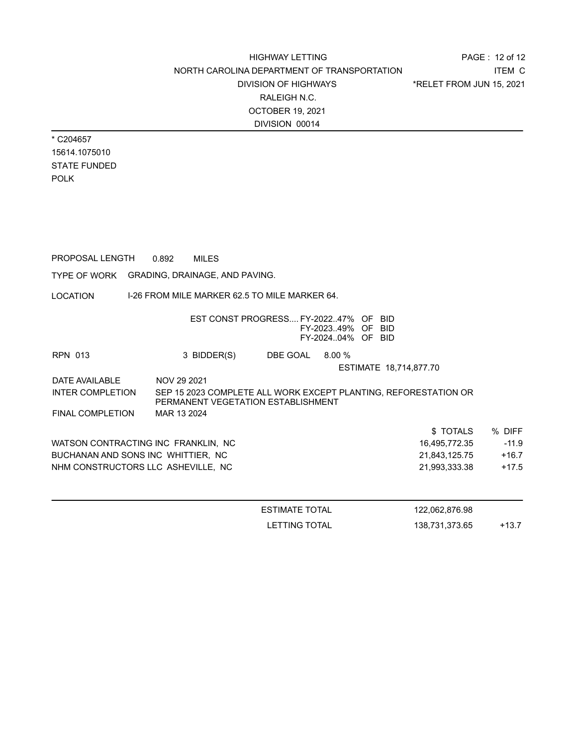HIGHWAY LETTING
NORTH CAROLINA DEPARTMENT OF TRANSPORTATION
DIVISION OF HIGHWAYS
RALEIGH N.C.
OCTOBER 19, 2021
DIVISION 00014

ITEM C
*RELET FROM JUN 15, 2021

* C204657
15614.1075010
STATE FUNDED
POLK

PROPOSAL LENGTH 0.892 MILES

TYPE OF WORK GRADING, DRAINAGE, AND PAVING.

LOCATION I-26 FROM MILE MARKER 62.5 TO MILE MARKER 64.

EST CONST PROGRESS.... FY-2022..47% OF BID
FY-2023..49% OF BID
FY-2024..04% OF BID

RPN 013 3 BIDDER(S) DBE GOAL 8.00 %

ESTIMATE 18,714,877.70

DATE AVAILABLE NOV 29 2021
INTER COMPLETION SEP 15 2023 COMPLETE ALL WORK EXCEPT PLANTING, REFORESTATION OR PERMANENT VEGETATION ESTABLISHMENT
FINAL COMPLETION MAR 13 2024

| | $ TOTALS | % DIFF |
|---|---|---|
| WATSON CONTRACTING INC FRANKLIN, NC | 16,495,772.35 | -11.9 |
| BUCHANAN AND SONS INC WHITTIER, NC | 21,843,125.75 | +16.7 |
| NHM CONSTRUCTORS LLC ASHEVILLE, NC | 21,993,333.38 | +17.5 |

| | | |
|---|---|---|
| ESTIMATE TOTAL | 122,062,876.98 | |
| LETTING TOTAL | 138,731,373.65 | +13.7 |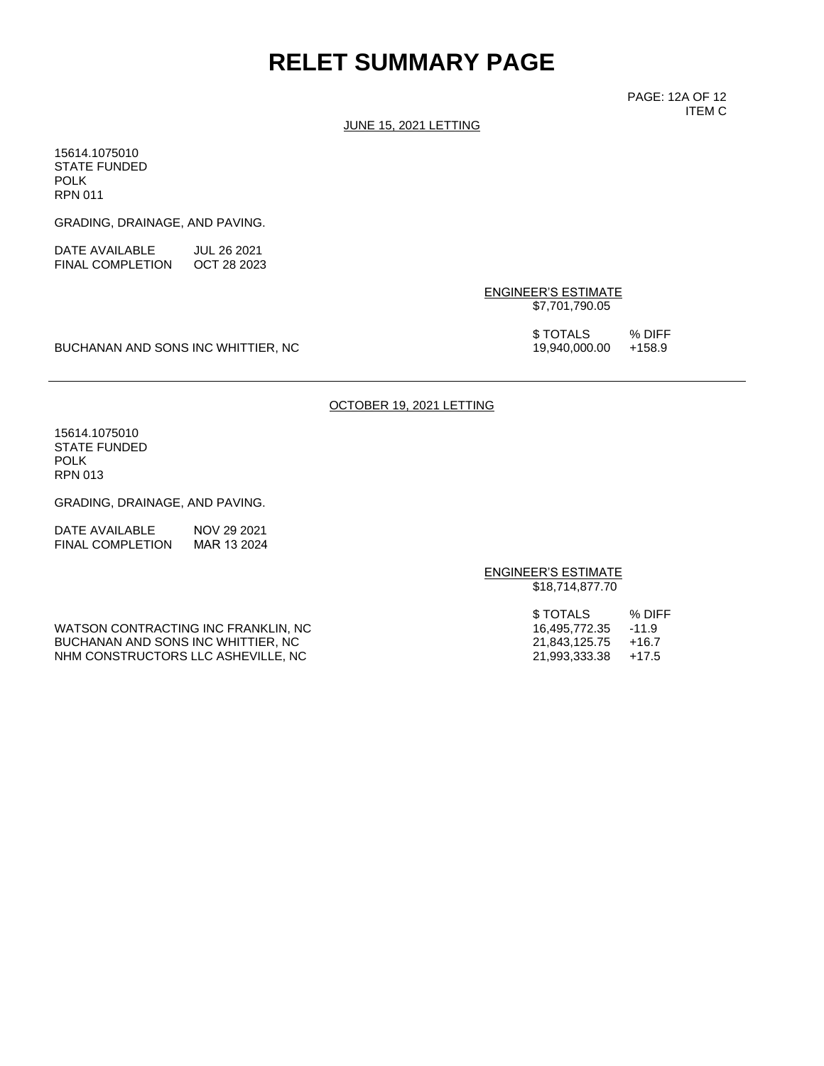# RELET SUMMARY PAGE

PAGE: 12A OF 12
ITEM C

JUNE 15, 2021 LETTING

15614.1075010
STATE FUNDED
POLK
RPN 011

GRADING, DRAINAGE, AND PAVING.

DATE AVAILABLE JUL 26 2021
FINAL COMPLETION OCT 28 2023

ENGINEER'S ESTIMATE
$7,701,790.05

| | $ TOTALS | % DIFF |
|---|---|---|
| BUCHANAN AND SONS INC WHITTIER, NC | 19,940,000.00 | +158.9 |

---

OCTOBER 19, 2021 LETTING

15614.1075010
STATE FUNDED
POLK
RPN 013

GRADING, DRAINAGE, AND PAVING.

DATE AVAILABLE NOV 29 2021
FINAL COMPLETION MAR 13 2024

ENGINEER'S ESTIMATE
$18,714,877.70

| | $ TOTALS | % DIFF |
|---|---|---|
| WATSON CONTRACTING INC FRANKLIN, NC | 16,495,772.35 | -11.9 |
| BUCHANAN AND SONS INC WHITTIER, NC | 21,843,125.75 | +16.7 |
| NHM CONSTRUCTORS LLC ASHEVILLE, NC | 21,993,333.38 | +17.5 |